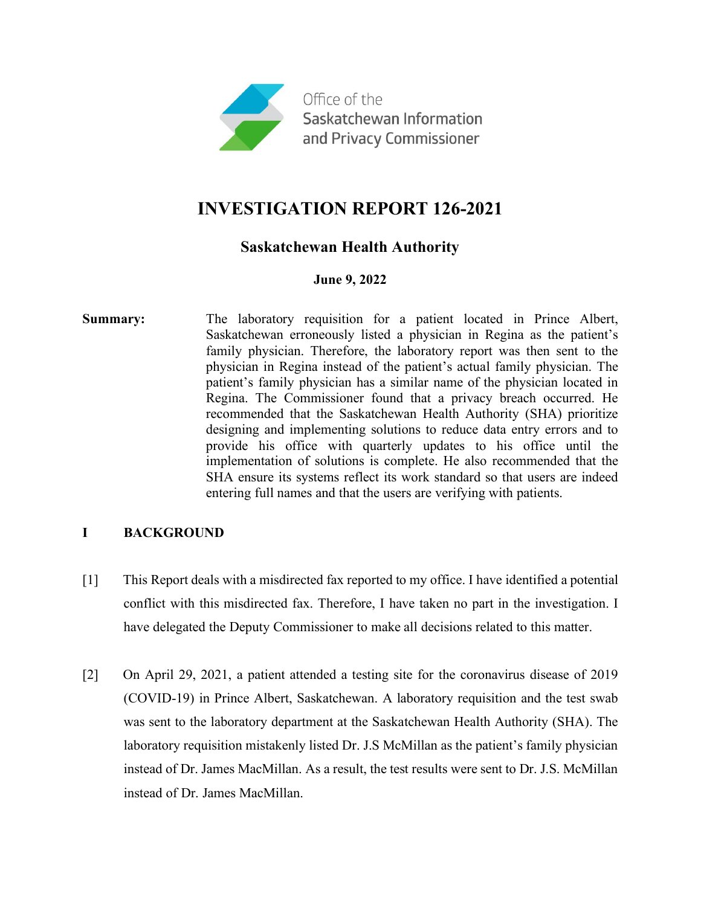Office of the Saskatchewan Information and Privacy Commissioner

# INVESTIGATION REPORT 126-2021

## Saskatchewan Health Authority

**June 9, 2022**

**Summary:** The laboratory requisition for a patient located in Prince Albert, Saskatchewan erroneously listed a physician in Regina as the patient's family physician. Therefore, the laboratory report was then sent to the physician in Regina instead of the patient's actual family physician. The patient's family physician has a similar name of the physician located in Regina. The Commissioner found that a privacy breach occurred. He recommended that the Saskatchewan Health Authority (SHA) prioritize designing and implementing solutions to reduce data entry errors and to provide his office with quarterly updates to his office until the implementation of solutions is complete. He also recommended that the SHA ensure its systems reflect its work standard so that users are indeed entering full names and that the users are verifying with patients.

## I BACKGROUND

[1] This Report deals with a misdirected fax reported to my office. I have identified a potential conflict with this misdirected fax. Therefore, I have taken no part in the investigation. I have delegated the Deputy Commissioner to make all decisions related to this matter.

[2] On April 29, 2021, a patient attended a testing site for the coronavirus disease of 2019 (COVID-19) in Prince Albert, Saskatchewan. A laboratory requisition and the test swab was sent to the laboratory department at the Saskatchewan Health Authority (SHA). The laboratory requisition mistakenly listed Dr. J.S McMillan as the patient's family physician instead of Dr. James MacMillan. As a result, the test results were sent to Dr. J.S. McMillan instead of Dr. James MacMillan.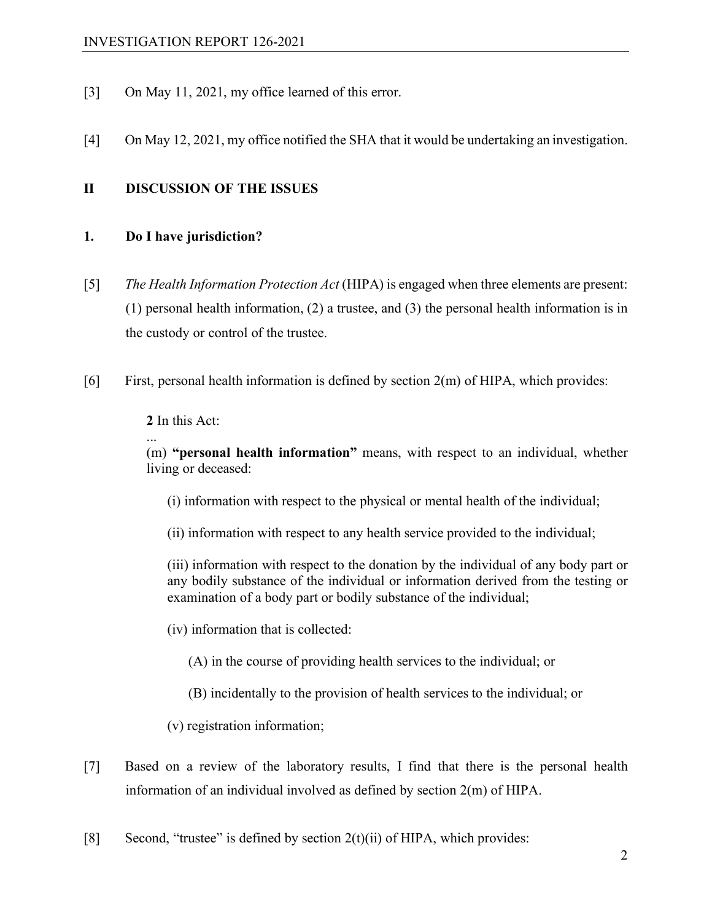[3] On May 11, 2021, my office learned of this error.

[4] On May 12, 2021, my office notified the SHA that it would be undertaking an investigation.

## II DISCUSSION OF THE ISSUES

### 1. Do I have jurisdiction?

[5] *The Health Information Protection Act* (HIPA) is engaged when three elements are present: (1) personal health information, (2) a trustee, and (3) the personal health information is in the custody or control of the trustee.

[6] First, personal health information is defined by section 2(m) of HIPA, which provides:

> **2** In this Act:
>
> ...
>
> (m) **"personal health information"** means, with respect to an individual, whether living or deceased:
>
> (i) information with respect to the physical or mental health of the individual;
>
> (ii) information with respect to any health service provided to the individual;
>
> (iii) information with respect to the donation by the individual of any body part or any bodily substance of the individual or information derived from the testing or examination of a body part or bodily substance of the individual;
>
> (iv) information that is collected:
>
> (A) in the course of providing health services to the individual; or
>
> (B) incidentally to the provision of health services to the individual; or
>
> (v) registration information;

[7] Based on a review of the laboratory results, I find that there is the personal health information of an individual involved as defined by section 2(m) of HIPA.

[8] Second, "trustee" is defined by section 2(t)(ii) of HIPA, which provides: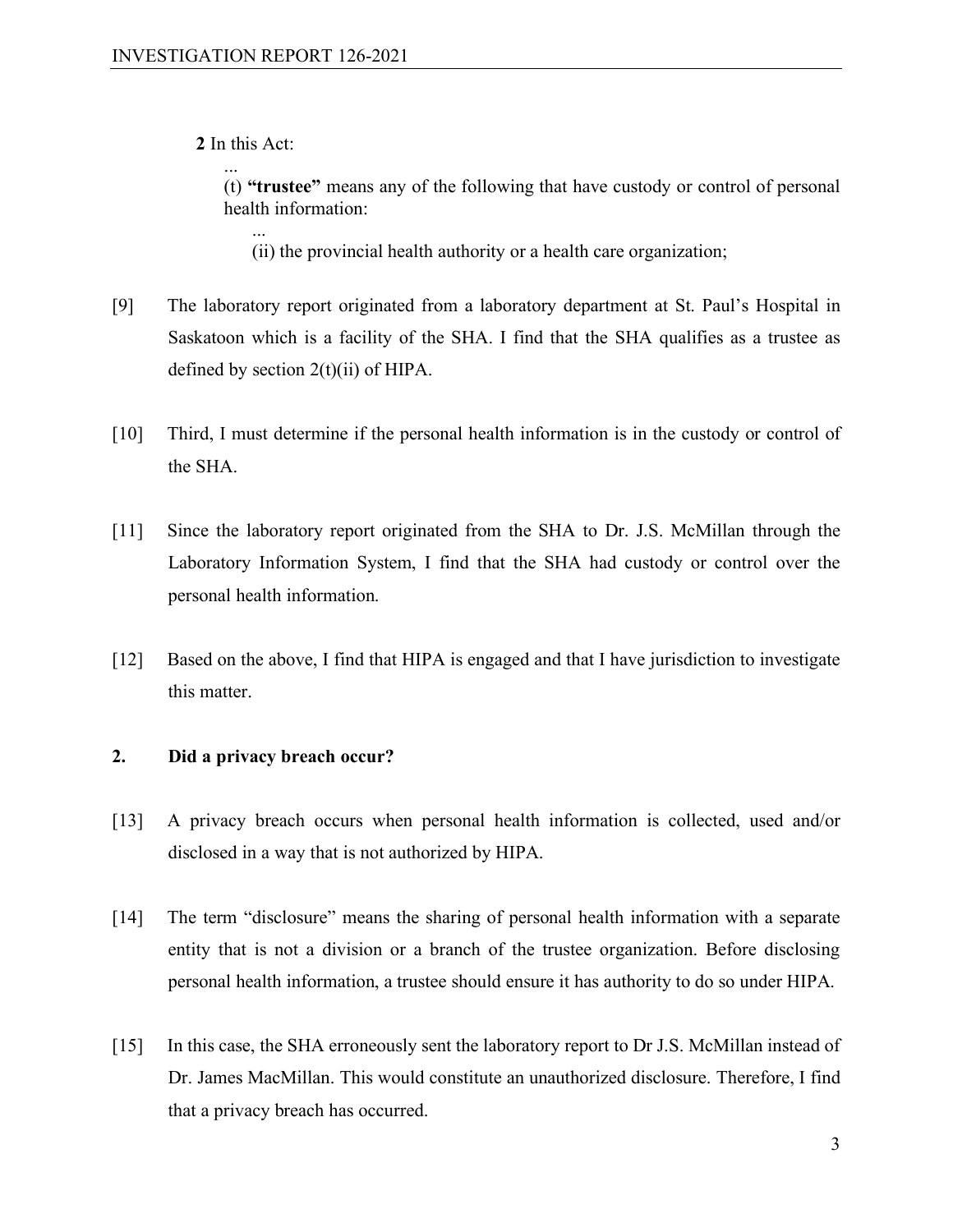**2** In this Act:

...

(t) **"trustee"** means any of the following that have custody or control of personal health information:

...

(ii) the provincial health authority or a health care organization;

[9] The laboratory report originated from a laboratory department at St. Paul's Hospital in Saskatoon which is a facility of the SHA. I find that the SHA qualifies as a trustee as defined by section 2(t)(ii) of HIPA.

[10] Third, I must determine if the personal health information is in the custody or control of the SHA.

[11] Since the laboratory report originated from the SHA to Dr. J.S. McMillan through the Laboratory Information System, I find that the SHA had custody or control over the personal health information.

[12] Based on the above, I find that HIPA is engaged and that I have jurisdiction to investigate this matter.

### 2. Did a privacy breach occur?

[13] A privacy breach occurs when personal health information is collected, used and/or disclosed in a way that is not authorized by HIPA.

[14] The term "disclosure" means the sharing of personal health information with a separate entity that is not a division or a branch of the trustee organization. Before disclosing personal health information, a trustee should ensure it has authority to do so under HIPA.

[15] In this case, the SHA erroneously sent the laboratory report to Dr J.S. McMillan instead of Dr. James MacMillan. This would constitute an unauthorized disclosure. Therefore, I find that a privacy breach has occurred.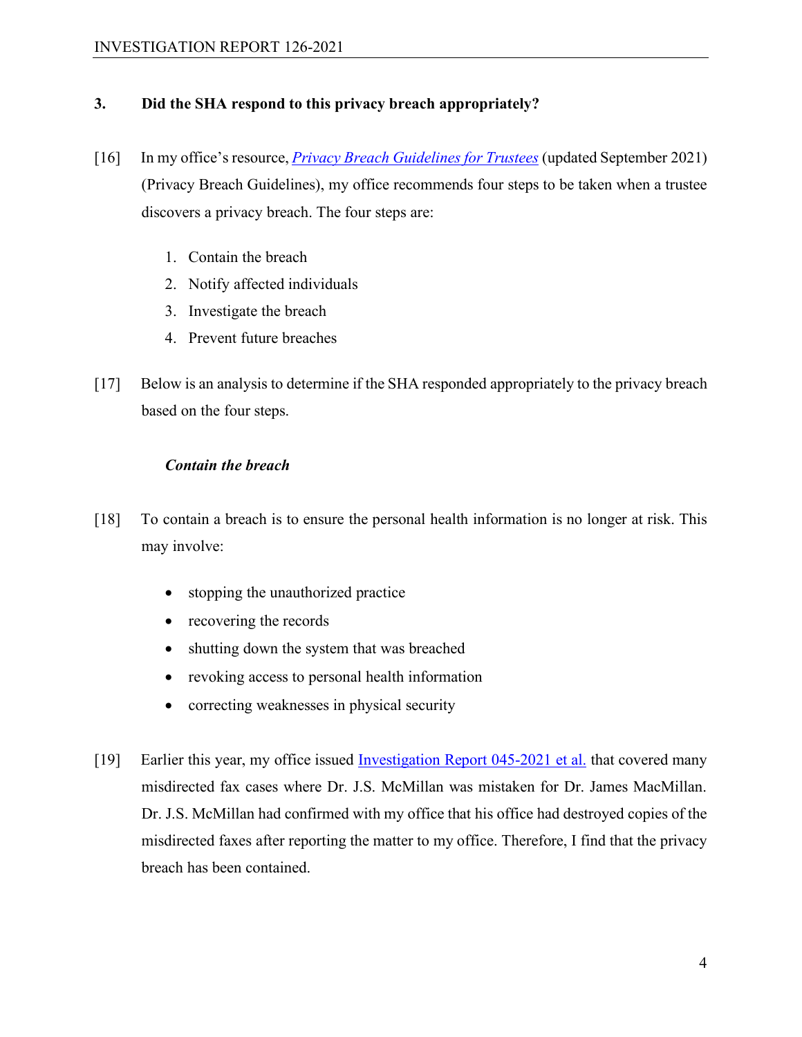### 3. Did the SHA respond to this privacy breach appropriately?

[16] In my office's resource, *Privacy Breach Guidelines for Trustees* (updated September 2021) (Privacy Breach Guidelines), my office recommends four steps to be taken when a trustee discovers a privacy breach. The four steps are:

1. Contain the breach
2. Notify affected individuals
3. Investigate the breach
4. Prevent future breaches

[17] Below is an analysis to determine if the SHA responded appropriately to the privacy breach based on the four steps.

***Contain the breach***

[18] To contain a breach is to ensure the personal health information is no longer at risk. This may involve:

- stopping the unauthorized practice
- recovering the records
- shutting down the system that was breached
- revoking access to personal health information
- correcting weaknesses in physical security

[19] Earlier this year, my office issued Investigation Report 045-2021 et al. that covered many misdirected fax cases where Dr. J.S. McMillan was mistaken for Dr. James MacMillan. Dr. J.S. McMillan had confirmed with my office that his office had destroyed copies of the misdirected faxes after reporting the matter to my office. Therefore, I find that the privacy breach has been contained.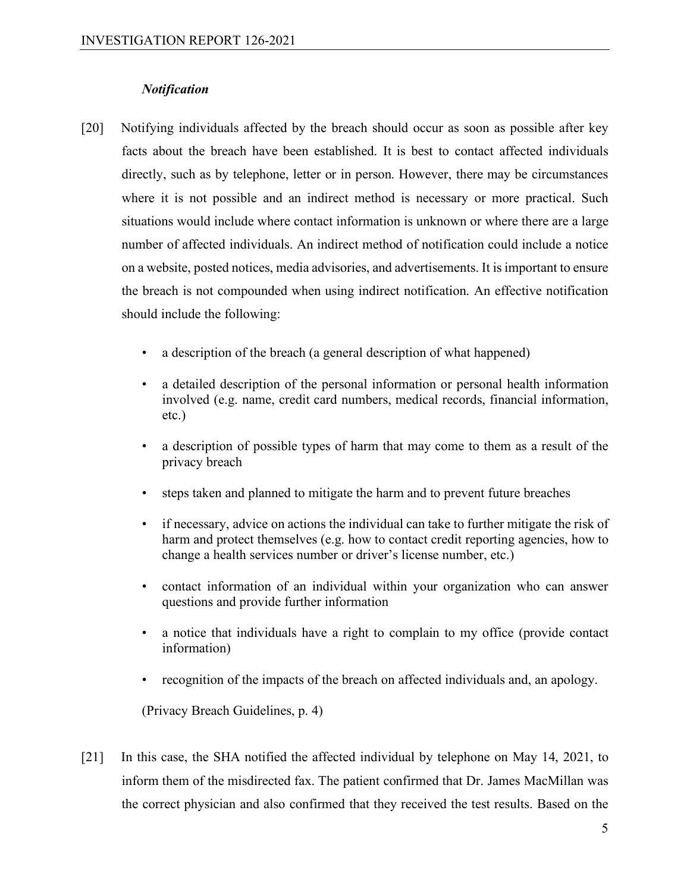### *Notification*

[20] Notifying individuals affected by the breach should occur as soon as possible after key facts about the breach have been established. It is best to contact affected individuals directly, such as by telephone, letter or in person. However, there may be circumstances where it is not possible and an indirect method is necessary or more practical. Such situations would include where contact information is unknown or where there are a large number of affected individuals. An indirect method of notification could include a notice on a website, posted notices, media advisories, and advertisements. It is important to ensure the breach is not compounded when using indirect notification. An effective notification should include the following:

- a description of the breach (a general description of what happened)
- a detailed description of the personal information or personal health information involved (e.g. name, credit card numbers, medical records, financial information, etc.)
- a description of possible types of harm that may come to them as a result of the privacy breach
- steps taken and planned to mitigate the harm and to prevent future breaches
- if necessary, advice on actions the individual can take to further mitigate the risk of harm and protect themselves (e.g. how to contact credit reporting agencies, how to change a health services number or driver's license number, etc.)
- contact information of an individual within your organization who can answer questions and provide further information
- a notice that individuals have a right to complain to my office (provide contact information)
- recognition of the impacts of the breach on affected individuals and, an apology.

(Privacy Breach Guidelines, p. 4)

[21] In this case, the SHA notified the affected individual by telephone on May 14, 2021, to inform them of the misdirected fax. The patient confirmed that Dr. James MacMillan was the correct physician and also confirmed that they received the test results. Based on the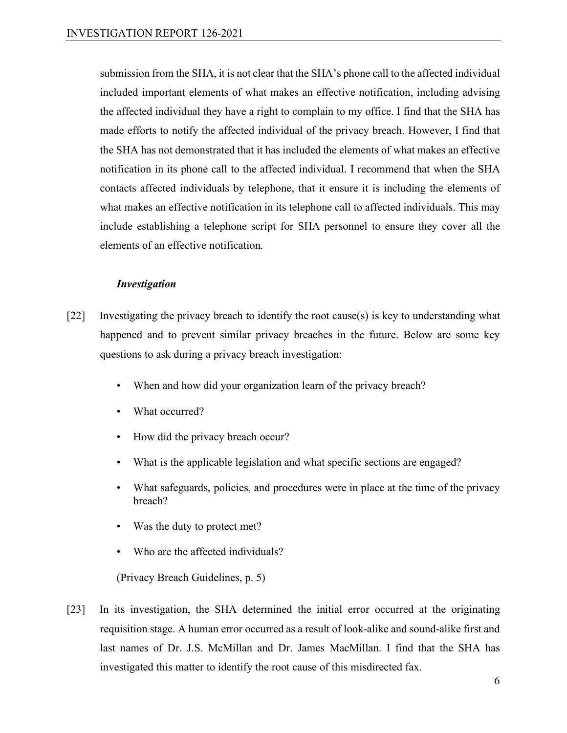submission from the SHA, it is not clear that the SHA's phone call to the affected individual included important elements of what makes an effective notification, including advising the affected individual they have a right to complain to my office. I find that the SHA has made efforts to notify the affected individual of the privacy breach. However, I find that the SHA has not demonstrated that it has included the elements of what makes an effective notification in its phone call to the affected individual. I recommend that when the SHA contacts affected individuals by telephone, that it ensure it is including the elements of what makes an effective notification in its telephone call to affected individuals. This may include establishing a telephone script for SHA personnel to ensure they cover all the elements of an effective notification.

***Investigation***

[22] Investigating the privacy breach to identify the root cause(s) is key to understanding what happened and to prevent similar privacy breaches in the future. Below are some key questions to ask during a privacy breach investigation:

- When and how did your organization learn of the privacy breach?
- What occurred?
- How did the privacy breach occur?
- What is the applicable legislation and what specific sections are engaged?
- What safeguards, policies, and procedures were in place at the time of the privacy breach?
- Was the duty to protect met?
- Who are the affected individuals?

(Privacy Breach Guidelines, p. 5)

[23] In its investigation, the SHA determined the initial error occurred at the originating requisition stage. A human error occurred as a result of look-alike and sound-alike first and last names of Dr. J.S. McMillan and Dr. James MacMillan. I find that the SHA has investigated this matter to identify the root cause of this misdirected fax.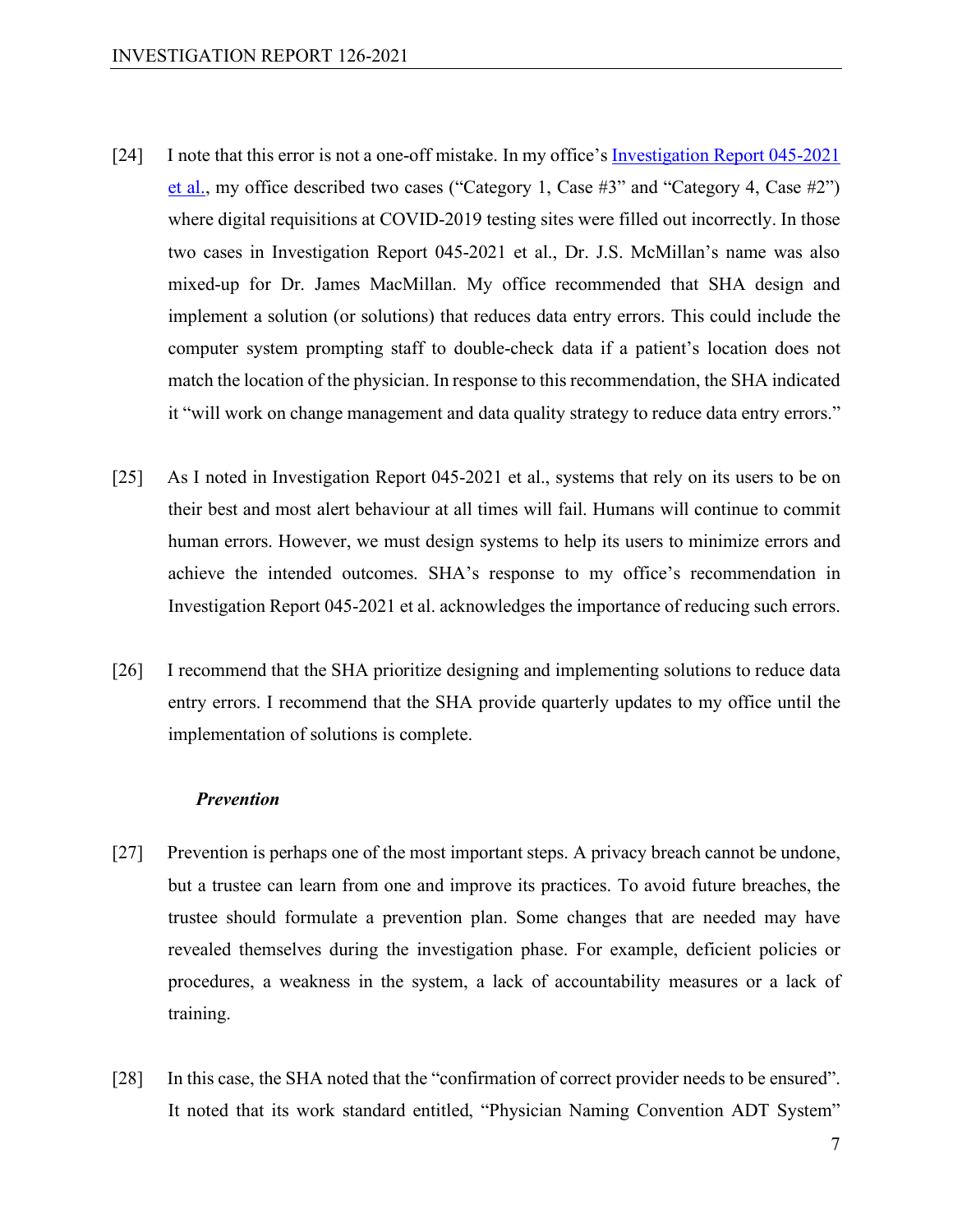[24] I note that this error is not a one-off mistake. In my office's [Investigation Report 045-2021 et al.](), my office described two cases ("Category 1, Case #3" and "Category 4, Case #2") where digital requisitions at COVID-2019 testing sites were filled out incorrectly. In those two cases in Investigation Report 045-2021 et al., Dr. J.S. McMillan's name was also mixed-up for Dr. James MacMillan. My office recommended that SHA design and implement a solution (or solutions) that reduces data entry errors. This could include the computer system prompting staff to double-check data if a patient's location does not match the location of the physician. In response to this recommendation, the SHA indicated it "will work on change management and data quality strategy to reduce data entry errors."

[25] As I noted in Investigation Report 045-2021 et al., systems that rely on its users to be on their best and most alert behaviour at all times will fail. Humans will continue to commit human errors. However, we must design systems to help its users to minimize errors and achieve the intended outcomes. SHA's response to my office's recommendation in Investigation Report 045-2021 et al. acknowledges the importance of reducing such errors.

[26] I recommend that the SHA prioritize designing and implementing solutions to reduce data entry errors. I recommend that the SHA provide quarterly updates to my office until the implementation of solutions is complete.

***Prevention***

[27] Prevention is perhaps one of the most important steps. A privacy breach cannot be undone, but a trustee can learn from one and improve its practices. To avoid future breaches, the trustee should formulate a prevention plan. Some changes that are needed may have revealed themselves during the investigation phase. For example, deficient policies or procedures, a weakness in the system, a lack of accountability measures or a lack of training.

[28] In this case, the SHA noted that the "confirmation of correct provider needs to be ensured". It noted that its work standard entitled, "Physician Naming Convention ADT System"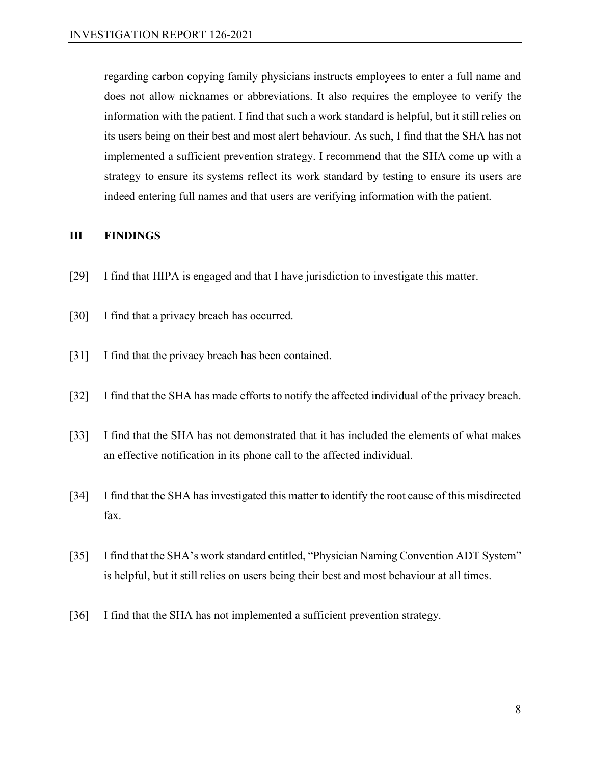regarding carbon copying family physicians instructs employees to enter a full name and does not allow nicknames or abbreviations. It also requires the employee to verify the information with the patient. I find that such a work standard is helpful, but it still relies on its users being on their best and most alert behaviour. As such, I find that the SHA has not implemented a sufficient prevention strategy. I recommend that the SHA come up with a strategy to ensure its systems reflect its work standard by testing to ensure its users are indeed entering full names and that users are verifying information with the patient.

## III FINDINGS

[29] I find that HIPA is engaged and that I have jurisdiction to investigate this matter.

[30] I find that a privacy breach has occurred.

[31] I find that the privacy breach has been contained.

[32] I find that the SHA has made efforts to notify the affected individual of the privacy breach.

[33] I find that the SHA has not demonstrated that it has included the elements of what makes an effective notification in its phone call to the affected individual.

[34] I find that the SHA has investigated this matter to identify the root cause of this misdirected fax.

[35] I find that the SHA's work standard entitled, "Physician Naming Convention ADT System" is helpful, but it still relies on users being their best and most behaviour at all times.

[36] I find that the SHA has not implemented a sufficient prevention strategy.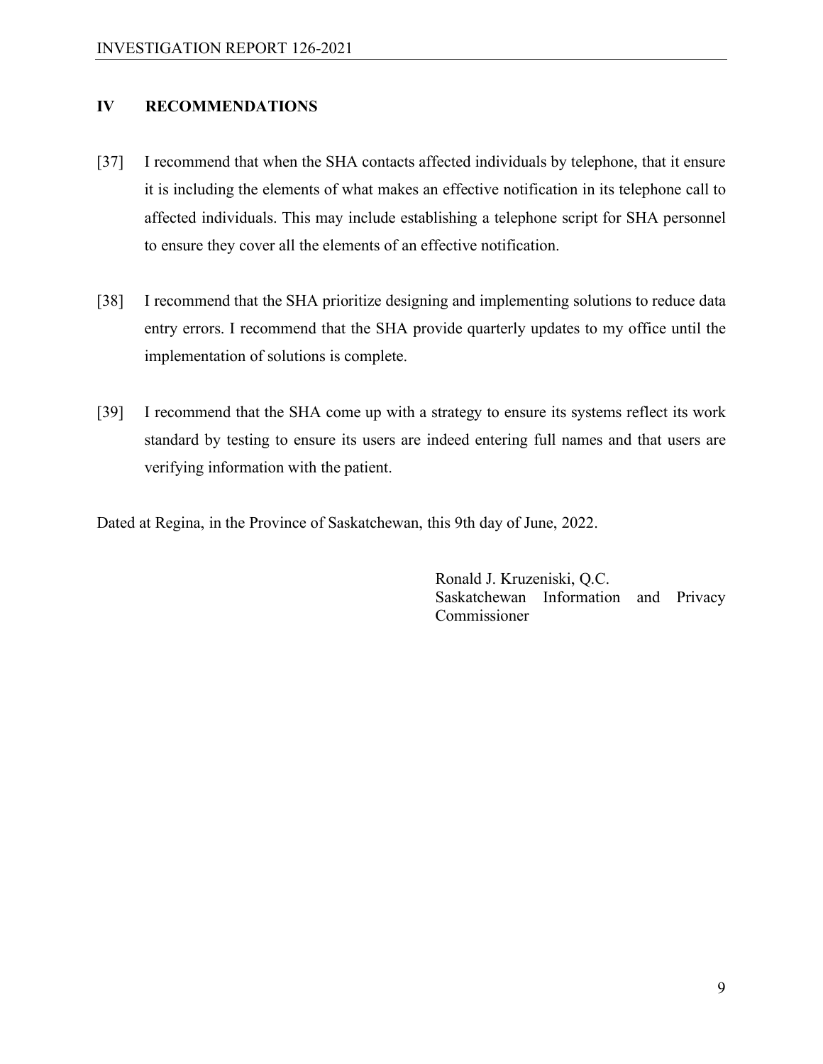## IV RECOMMENDATIONS

[37] I recommend that when the SHA contacts affected individuals by telephone, that it ensure it is including the elements of what makes an effective notification in its telephone call to affected individuals. This may include establishing a telephone script for SHA personnel to ensure they cover all the elements of an effective notification.

[38] I recommend that the SHA prioritize designing and implementing solutions to reduce data entry errors. I recommend that the SHA provide quarterly updates to my office until the implementation of solutions is complete.

[39] I recommend that the SHA come up with a strategy to ensure its systems reflect its work standard by testing to ensure its users are indeed entering full names and that users are verifying information with the patient.

Dated at Regina, in the Province of Saskatchewan, this 9th day of June, 2022.

Ronald J. Kruzeniski, Q.C.
Saskatchewan Information and Privacy Commissioner